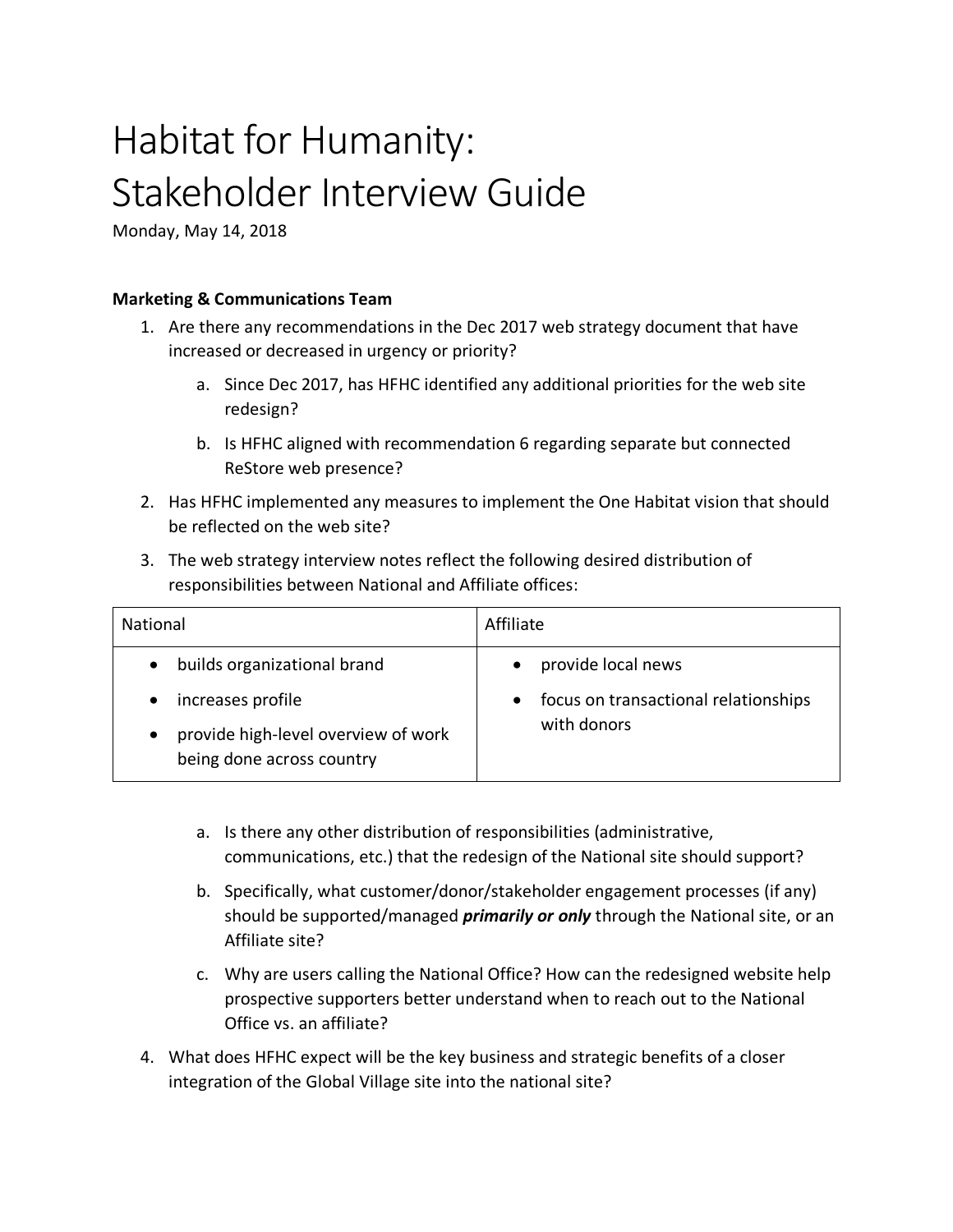# Habitat for Humanity: Stakeholder Interview Guide

Monday, May 14, 2018

**Marketing & Communications Team**

1. Are there any recommendations in the Dec 2017 web strategy document that have increased or decreased in urgency or priority?
    a. Since Dec 2017, has HFHC identified any additional priorities for the web site redesign?
    b. Is HFHC aligned with recommendation 6 regarding separate but connected ReStore web presence?
2. Has HFHC implemented any measures to implement the One Habitat vision that should be reflected on the web site?
3. The web strategy interview notes reflect the following desired distribution of responsibilities between National and Affiliate offices:

| National | Affiliate |
|---|---|
| • builds organizational brand<br>• increases profile<br>• provide high-level overview of work being done across country | • provide local news<br>• focus on transactional relationships with donors |

    a. Is there any other distribution of responsibilities (administrative, communications, etc.) that the redesign of the National site should support?
    b. Specifically, what customer/donor/stakeholder engagement processes (if any) should be supported/managed ***primarily or only*** through the National site, or an Affiliate site?
    c. Why are users calling the National Office? How can the redesigned website help prospective supporters better understand when to reach out to the National Office vs. an affiliate?
4. What does HFHC expect will be the key business and strategic benefits of a closer integration of the Global Village site into the national site?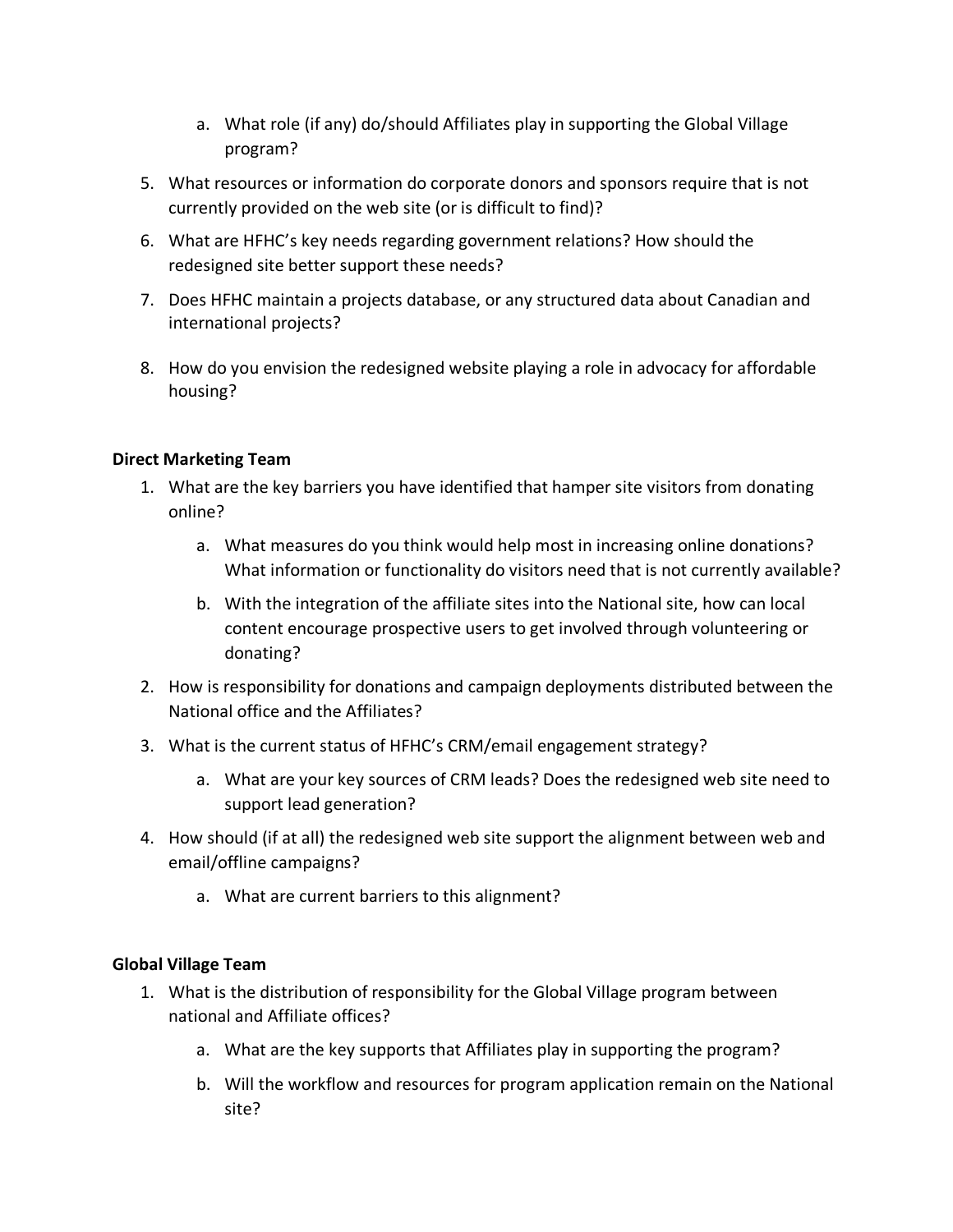a. What role (if any) do/should Affiliates play in supporting the Global Village program?

5. What resources or information do corporate donors and sponsors require that is not currently provided on the web site (or is difficult to find)?
6. What are HFHC's key needs regarding government relations? How should the redesigned site better support these needs?
7. Does HFHC maintain a projects database, or any structured data about Canadian and international projects?
8. How do you envision the redesigned website playing a role in advocacy for affordable housing?

**Direct Marketing Team**

1. What are the key barriers you have identified that hamper site visitors from donating online?
   a. What measures do you think would help most in increasing online donations? What information or functionality do visitors need that is not currently available?
   b. With the integration of the affiliate sites into the National site, how can local content encourage prospective users to get involved through volunteering or donating?
2. How is responsibility for donations and campaign deployments distributed between the National office and the Affiliates?
3. What is the current status of HFHC's CRM/email engagement strategy?
   a. What are your key sources of CRM leads? Does the redesigned web site need to support lead generation?
4. How should (if at all) the redesigned web site support the alignment between web and email/offline campaigns?
   a. What are current barriers to this alignment?

**Global Village Team**

1. What is the distribution of responsibility for the Global Village program between national and Affiliate offices?
   a. What are the key supports that Affiliates play in supporting the program?
   b. Will the workflow and resources for program application remain on the National site?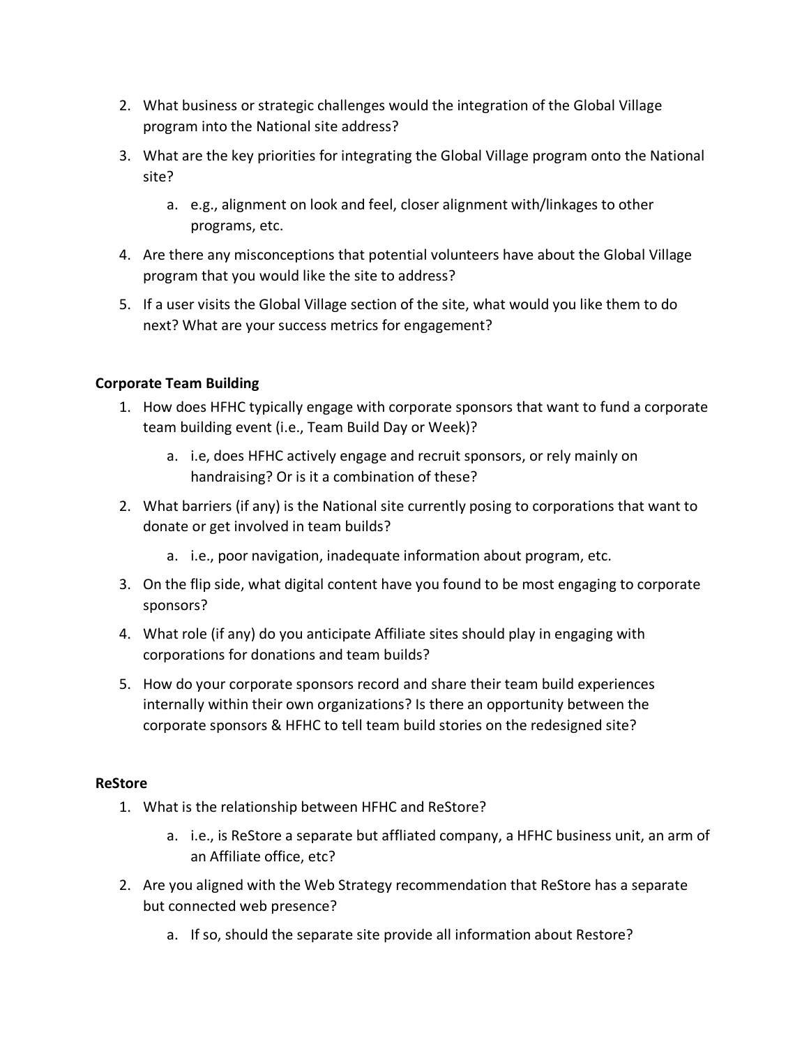2. What business or strategic challenges would the integration of the Global Village program into the National site address?
3. What are the key priorities for integrating the Global Village program onto the National site?
    a. e.g., alignment on look and feel, closer alignment with/linkages to other programs, etc.
4. Are there any misconceptions that potential volunteers have about the Global Village program that you would like the site to address?
5. If a user visits the Global Village section of the site, what would you like them to do next? What are your success metrics for engagement?

**Corporate Team Building**

1. How does HFHC typically engage with corporate sponsors that want to fund a corporate team building event (i.e., Team Build Day or Week)?
    a. i.e, does HFHC actively engage and recruit sponsors, or rely mainly on handraising? Or is it a combination of these?
2. What barriers (if any) is the National site currently posing to corporations that want to donate or get involved in team builds?
    a. i.e., poor navigation, inadequate information about program, etc.
3. On the flip side, what digital content have you found to be most engaging to corporate sponsors?
4. What role (if any) do you anticipate Affiliate sites should play in engaging with corporations for donations and team builds?
5. How do your corporate sponsors record and share their team build experiences internally within their own organizations? Is there an opportunity between the corporate sponsors & HFHC to tell team build stories on the redesigned site?

**ReStore**

1. What is the relationship between HFHC and ReStore?
    a. i.e., is ReStore a separate but affliated company, a HFHC business unit, an arm of an Affiliate office, etc?
2. Are you aligned with the Web Strategy recommendation that ReStore has a separate but connected web presence?
    a. If so, should the separate site provide all information about Restore?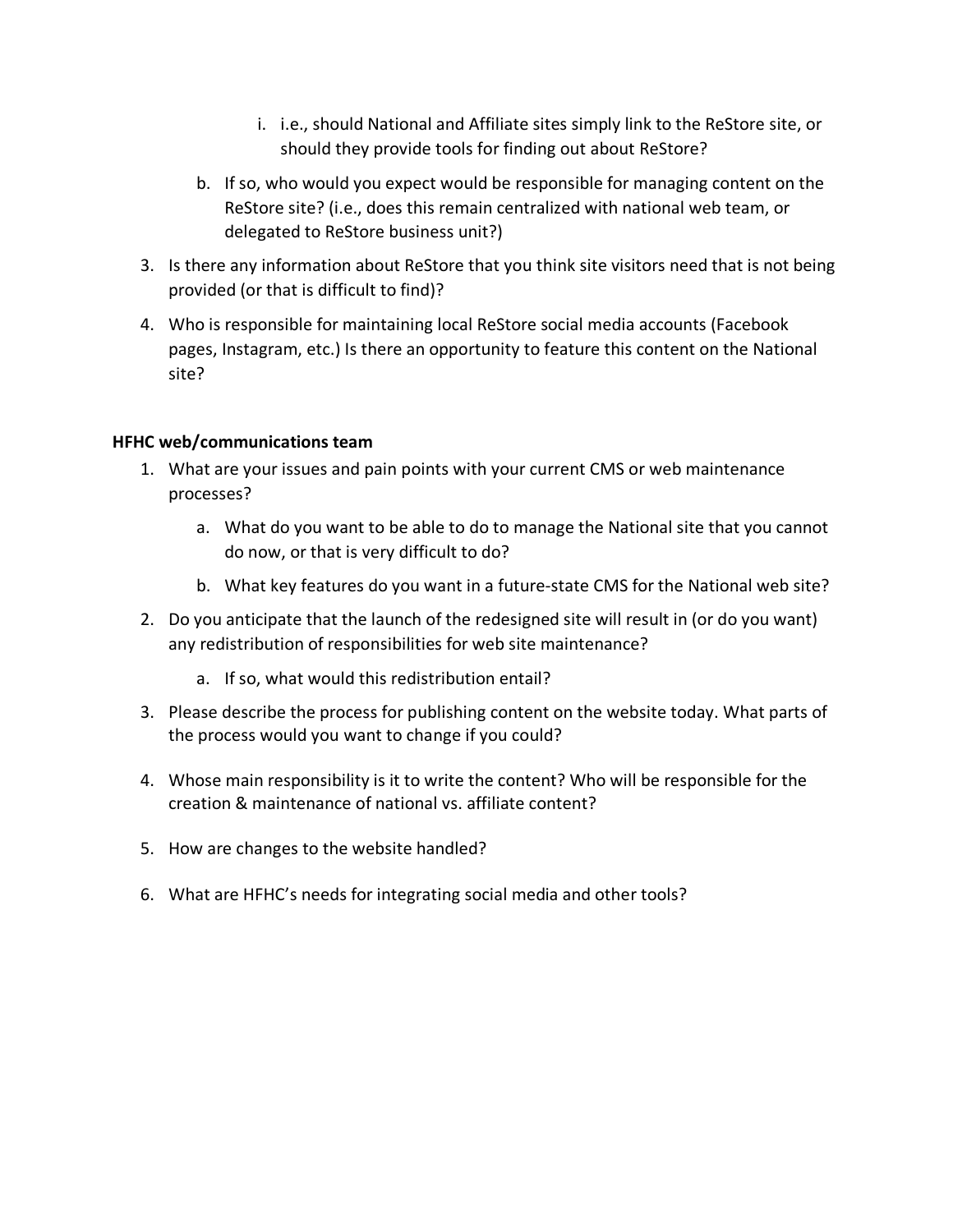i. i.e., should National and Affiliate sites simply link to the ReStore site, or should they provide tools for finding out about ReStore?

   b. If so, who would you expect would be responsible for managing content on the ReStore site? (i.e., does this remain centralized with national web team, or delegated to ReStore business unit?)

3. Is there any information about ReStore that you think site visitors need that is not being provided (or that is difficult to find)?

4. Who is responsible for maintaining local ReStore social media accounts (Facebook pages, Instagram, etc.) Is there an opportunity to feature this content on the National site?

**HFHC web/communications team**

1. What are your issues and pain points with your current CMS or web maintenance processes?
   a. What do you want to be able to do to manage the National site that you cannot do now, or that is very difficult to do?
   b. What key features do you want in a future-state CMS for the National web site?
2. Do you anticipate that the launch of the redesigned site will result in (or do you want) any redistribution of responsibilities for web site maintenance?
   a. If so, what would this redistribution entail?
3. Please describe the process for publishing content on the website today. What parts of the process would you want to change if you could?
4. Whose main responsibility is it to write the content? Who will be responsible for the creation & maintenance of national vs. affiliate content?
5. How are changes to the website handled?
6. What are HFHC's needs for integrating social media and other tools?